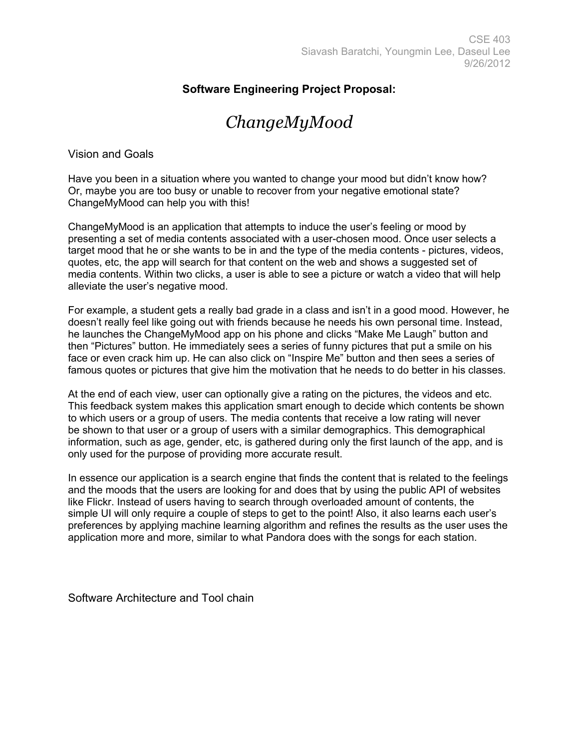CSE 403
Siavash Baratchi, Youngmin Lee, Daseul Lee
9/26/2012

**Software Engineering Project Proposal:**

# *ChangeMyMood*

## Vision and Goals

Have you been in a situation where you wanted to change your mood but didn't know how? Or, maybe you are too busy or unable to recover from your negative emotional state? ChangeMyMood can help you with this!

ChangeMyMood is an application that attempts to induce the user's feeling or mood by presenting a set of media contents associated with a user-chosen mood. Once user selects a target mood that he or she wants to be in and the type of the media contents - pictures, videos, quotes, etc, the app will search for that content on the web and shows a suggested set of media contents. Within two clicks, a user is able to see a picture or watch a video that will help alleviate the user's negative mood.

For example, a student gets a really bad grade in a class and isn't in a good mood. However, he doesn't really feel like going out with friends because he needs his own personal time. Instead, he launches the ChangeMyMood app on his phone and clicks "Make Me Laugh" button and then "Pictures" button. He immediately sees a series of funny pictures that put a smile on his face or even crack him up. He can also click on "Inspire Me" button and then sees a series of famous quotes or pictures that give him the motivation that he needs to do better in his classes.

At the end of each view, user can optionally give a rating on the pictures, the videos and etc. This feedback system makes this application smart enough to decide which contents be shown to which users or a group of users. The media contents that receive a low rating will never be shown to that user or a group of users with a similar demographics. This demographical information, such as age, gender, etc, is gathered during only the first launch of the app, and is only used for the purpose of providing more accurate result.

In essence our application is a search engine that finds the content that is related to the feelings and the moods that the users are looking for and does that by using the public API of websites like Flickr. Instead of users having to search through overloaded amount of contents, the simple UI will only require a couple of steps to get to the point! Also, it also learns each user's preferences by applying machine learning algorithm and refines the results as the user uses the application more and more, similar to what Pandora does with the songs for each station.

## Software Architecture and Tool chain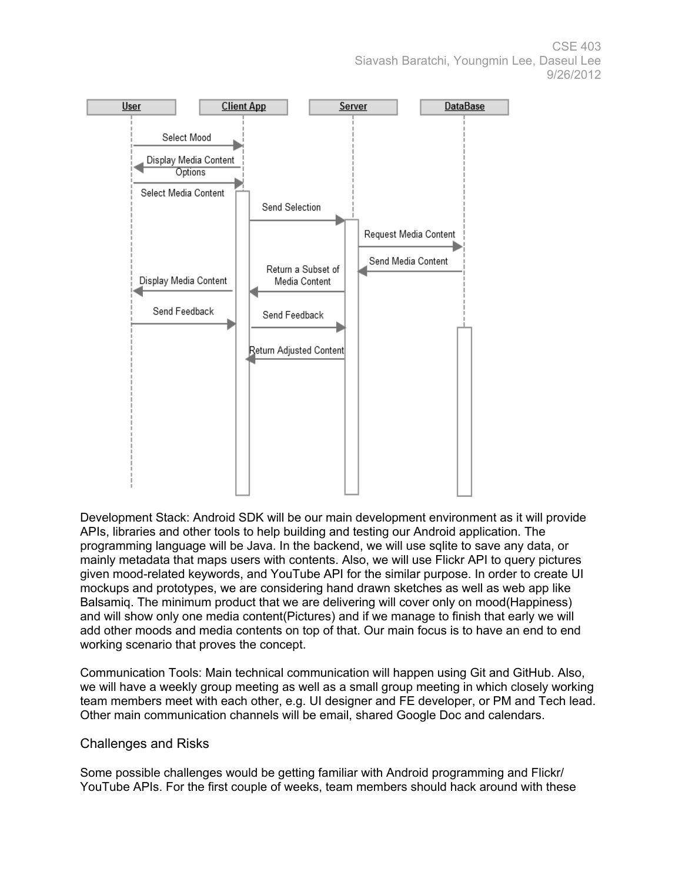Development Stack: Android SDK will be our main development environment as it will provide APIs, libraries and other tools to help building and testing our Android application. The programming language will be Java. In the backend, we will use sqlite to save any data, or mainly metadata that maps users with contents. Also, we will use Flickr API to query pictures given mood-related keywords, and YouTube API for the similar purpose. In order to create UI mockups and prototypes, we are considering hand drawn sketches as well as web app like Balsamiq. The minimum product that we are delivering will cover only on mood(Happiness) and will show only one media content(Pictures) and if we manage to finish that early we will add other moods and media contents on top of that. Our main focus is to have an end to end working scenario that proves the concept.

Communication Tools: Main technical communication will happen using Git and GitHub. Also, we will have a weekly group meeting as well as a small group meeting in which closely working team members meet with each other, e.g. UI designer and FE developer, or PM and Tech lead. Other main communication channels will be email, shared Google Doc and calendars.

## Challenges and Risks

Some possible challenges would be getting familiar with Android programming and Flickr/ YouTube APIs. For the first couple of weeks, team members should hack around with these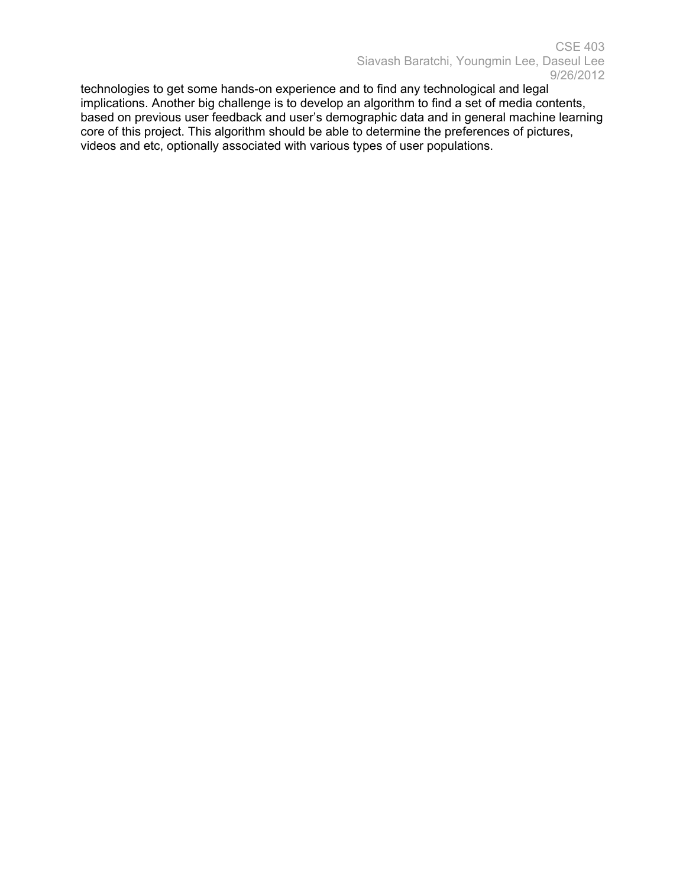technologies to get some hands-on experience and to find any technological and legal implications. Another big challenge is to develop an algorithm to find a set of media contents, based on previous user feedback and user's demographic data and in general machine learning core of this project. This algorithm should be able to determine the preferences of pictures, videos and etc, optionally associated with various types of user populations.